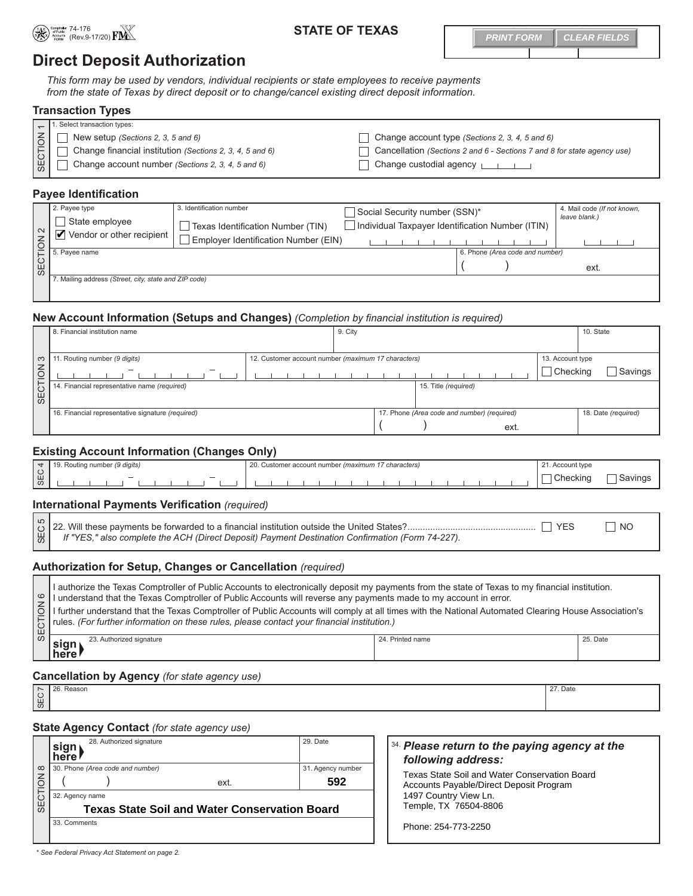74-176 (Rev.9-17/20)

STATE OF TEXAS

# Direct Deposit Authorization

*This form may be used by vendors, individual recipients or state employees to receive payments from the state of Texas by direct deposit or to change/cancel existing direct deposit information.*

## Transaction Types

**SECTION 1**

1. Select transaction types:

- ☐ New setup *(Sections 2, 3, 5 and 6)*
- ☐ Change financial institution *(Sections 2, 3, 4, 5 and 6)*
- ☐ Change account number *(Sections 2, 3, 4, 5 and 6)*
- ☐ Change account type *(Sections 2, 3, 4, 5 and 6)*
- ☐ Cancellation *(Sections 2 and 6 - Sections 7 and 8 for state agency use)*
- ☐ Change custodial agency

## Payee Identification

**SECTION 2**

| 2. Payee type | 3. Identification number | | 4. Mail code *(If not known, leave blank.)* |
|---|---|---|---|
| ☐ State employee<br>☑ Vendor or other recipient | ☐ Texas Identification Number (TIN)<br>☐ Employer Identification Number (EIN) | ☐ Social Security number (SSN)*<br>☐ Individual Taxpayer Identification Number (ITIN) | |
| 5. Payee name | | 6. Phone *(Area code and number)* ( ) ext. | |
| 7. Mailing address *(Street, city, state and ZIP code)* | | | |

## New Account Information (Setups and Changes) *(Completion by financial institution is required)*

**SECTION 3**

| 8. Financial institution name | 9. City | | 10. State |
|---|---|---|---|
| 11. Routing number *(9 digits)* | 12. Customer account number *(maximum 17 characters)* | | 13. Account type ☐ Checking ☐ Savings |
| 14. Financial representative name *(required)* | | 15. Title *(required)* | |
| 16. Financial representative signature *(required)* | | 17. Phone *(Area code and number) (required)* ( ) ext. | 18. Date *(required)* |

## Existing Account Information (Changes Only)

**SEC 4**

| 19. Routing number *(9 digits)* | 20. Customer account number *(maximum 17 characters)* | 21. Account type ☐ Checking ☐ Savings |
|---|---|---|

## International Payments Verification *(required)*

**SEC 5**

22. Will these payments be forwarded to a financial institution outside the United States? ☐ YES ☐ NO

*If "YES," also complete the ACH (Direct Deposit) Payment Destination Confirmation (Form 74-227).*

## Authorization for Setup, Changes or Cancellation *(required)*

**SECTION 6**

I authorize the Texas Comptroller of Public Accounts to electronically deposit my payments from the state of Texas to my financial institution. I understand that the Texas Comptroller of Public Accounts will reverse any payments made to my account in error.

I further understand that the Texas Comptroller of Public Accounts will comply at all times with the National Automated Clearing House Association's rules. *(For further information on these rules, please contact your financial institution.)*

| sign here 23. Authorized signature | 24. Printed name | 25. Date |
|---|---|---|

## Cancellation by Agency *(for state agency use)*

**SEC 7**

| 26. Reason | 27. Date |
|---|---|

## State Agency Contact *(for state agency use)*

**SECTION 8**

| sign here 28. Authorized signature | 29. Date |
|---|---|
| 30. Phone *(Area code and number)* ( ) ext. | 31. Agency number **592** |
| 32. Agency name **Texas State Soil and Water Conservation Board** | |
| 33. Comments | |

34. ***Please return to the paying agency at the following address:***

Texas State Soil and Water Conservation Board
Accounts Payable/Direct Deposit Program
1497 Country View Ln.
Temple, TX 76504-8806

Phone: 254-773-2250

\* See Federal Privacy Act Statement on page 2.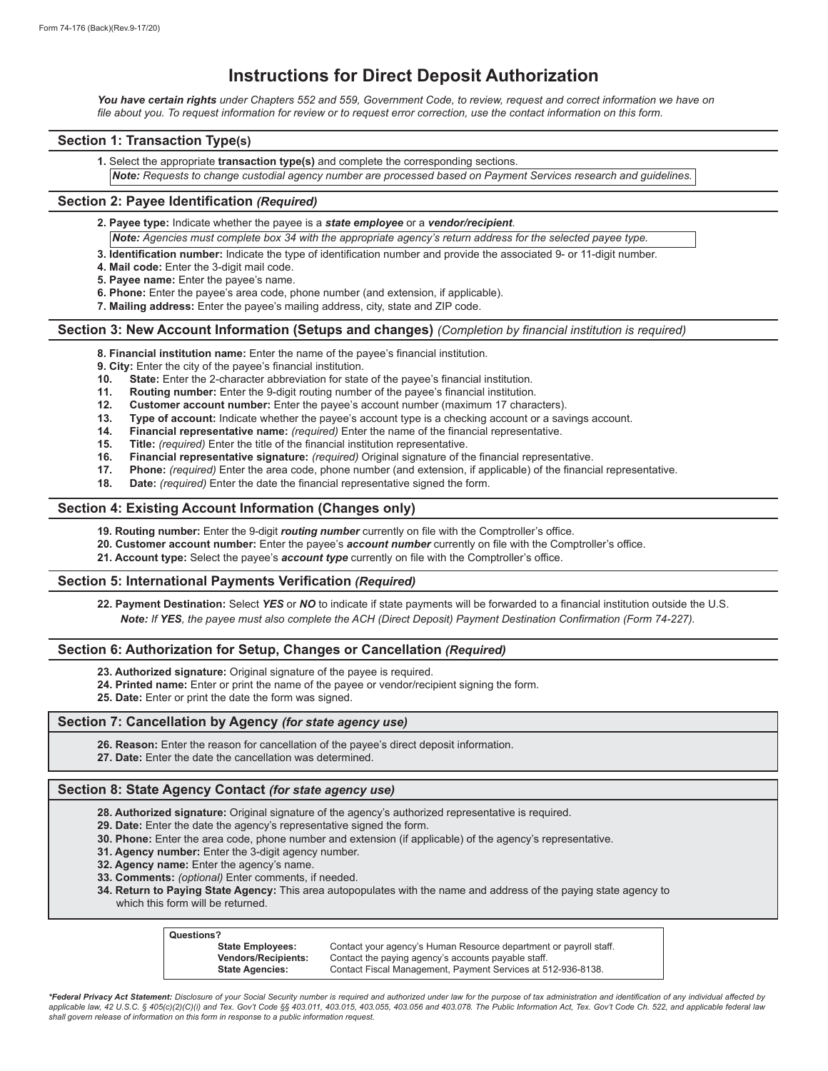# Instructions for Direct Deposit Authorization

***You have certain rights** under Chapters 552 and 559, Government Code, to review, request and correct information we have on file about you. To request information for review or to request error correction, use the contact information on this form.*

## Section 1: Transaction Type(s)

1. Select the appropriate **transaction type(s)** and complete the corresponding sections.

   ***Note:** Requests to change custodial agency number are processed based on Payment Services research and guidelines.*

## Section 2: Payee Identification *(Required)*

2. **Payee type:** Indicate whether the payee is a ***state employee*** or a ***vendor/recipient***.

   ***Note:** Agencies must complete box 34 with the appropriate agency's return address for the selected payee type.*

3. **Identification number:** Indicate the type of identification number and provide the associated 9- or 11-digit number.
4. **Mail code:** Enter the 3-digit mail code.
5. **Payee name:** Enter the payee's name.
6. **Phone:** Enter the payee's area code, phone number (and extension, if applicable).
7. **Mailing address:** Enter the payee's mailing address, city, state and ZIP code.

## Section 3: New Account Information (Setups and changes) *(Completion by financial institution is required)*

8. **Financial institution name:** Enter the name of the payee's financial institution.
9. **City:** Enter the city of the payee's financial institution.
10. **State:** Enter the 2-character abbreviation for state of the payee's financial institution.
11. **Routing number:** Enter the 9-digit routing number of the payee's financial institution.
12. **Customer account number:** Enter the payee's account number (maximum 17 characters).
13. **Type of account:** Indicate whether the payee's account type is a checking account or a savings account.
14. **Financial representative name:** *(required)* Enter the name of the financial representative.
15. **Title:** *(required)* Enter the title of the financial institution representative.
16. **Financial representative signature:** *(required)* Original signature of the financial representative.
17. **Phone:** *(required)* Enter the area code, phone number (and extension, if applicable) of the financial representative.
18. **Date:** *(required)* Enter the date the financial representative signed the form.

## Section 4: Existing Account Information (Changes only)

19. **Routing number:** Enter the 9-digit ***routing number*** currently on file with the Comptroller's office.
20. **Customer account number:** Enter the payee's ***account number*** currently on file with the Comptroller's office.
21. **Account type:** Select the payee's ***account type*** currently on file with the Comptroller's office.

## Section 5: International Payments Verification *(Required)*

22. **Payment Destination:** Select ***YES*** or ***NO*** to indicate if state payments will be forwarded to a financial institution outside the U.S.

    ***Note:** If **YES**, the payee must also complete the ACH (Direct Deposit) Payment Destination Confirmation (Form 74-227).*

## Section 6: Authorization for Setup, Changes or Cancellation *(Required)*

23. **Authorized signature:** Original signature of the payee is required.
24. **Printed name:** Enter or print the name of the payee or vendor/recipient signing the form.
25. **Date:** Enter or print the date the form was signed.

## Section 7: Cancellation by Agency *(for state agency use)*

26. **Reason:** Enter the reason for cancellation of the payee's direct deposit information.
27. **Date:** Enter the date the cancellation was determined.

## Section 8: State Agency Contact *(for state agency use)*

28. **Authorized signature:** Original signature of the agency's authorized representative is required.
29. **Date:** Enter the date the agency's representative signed the form.
30. **Phone:** Enter the area code, phone number and extension (if applicable) of the agency's representative.
31. **Agency number:** Enter the 3-digit agency number.
32. **Agency name:** Enter the agency's name.
33. **Comments:** *(optional)* Enter comments, if needed.
34. **Return to Paying State Agency:** This area autopopulates with the name and address of the paying state agency to which this form will be returned.

**Questions?**

| | |
|---|---|
| **State Employees:** | Contact your agency's Human Resource department or payroll staff. |
| **Vendors/Recipients:** | Contact the paying agency's accounts payable staff. |
| **State Agencies:** | Contact Fiscal Management, Payment Services at 512-936-8138. |

****Federal Privacy Act Statement:** Disclosure of your Social Security number is required and authorized under law for the purpose of tax administration and identification of any individual affected by applicable law, 42 U.S.C. § 405(c)(2)(C)(i) and Tex. Gov't Code §§ 403.011, 403.015, 403.055, 403.056 and 403.078. The Public Information Act, Tex. Gov't Code Ch. 522, and applicable federal law shall govern release of information on this form in response to a public information request.*